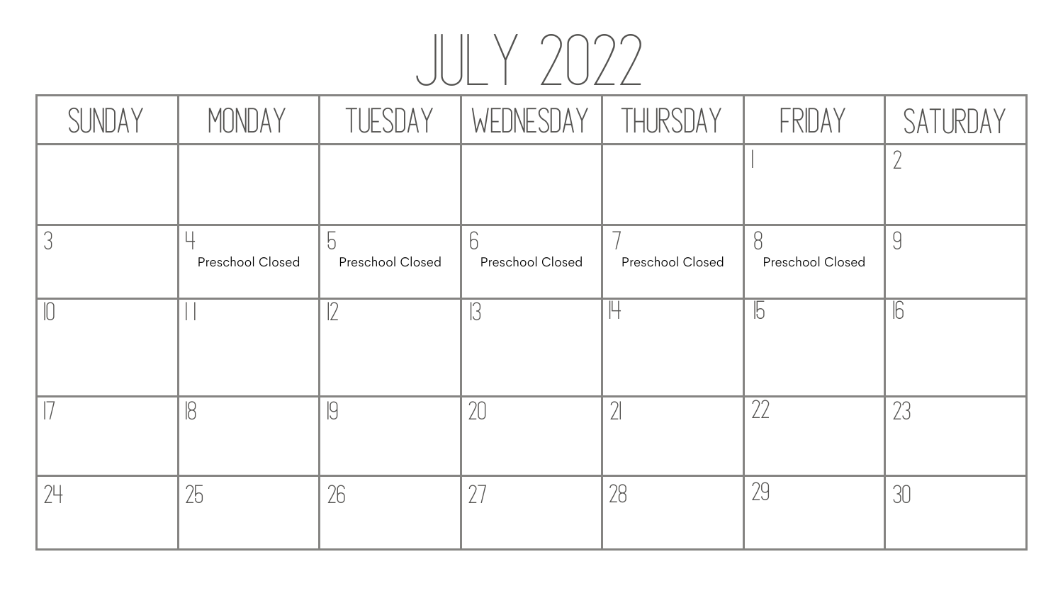# JULY 2022

| SUNDAY | MONDAY | TUESDAY | WEDNESDAY | THURSDAY | FRIDAY | SATURDAY |
|---|---|---|---|---|---|---|
| | | | | | 1 | 2 |
| 3 | 4 Preschool Closed | 5 Preschool Closed | 6 Preschool Closed | 7 Preschool Closed | 8 Preschool Closed | 9 |
| 10 | 11 | 12 | 13 | 14 | 15 | 16 |
| 17 | 18 | 19 | 20 | 21 | 22 | 23 |
| 24 | 25 | 26 | 27 | 28 | 29 | 30 |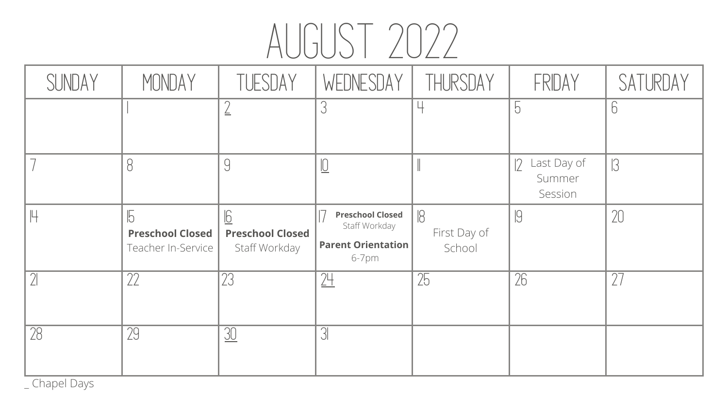# AUGUST 2022

| SUNDAY | MONDAY | TUESDAY | WEDNESDAY | THURSDAY | FRIDAY | SATURDAY |
|---|---|---|---|---|---|---|
| | 1 | 2 | 3 | 4 | 5 | 6 |
| 7 | 8 | 9 | 10 | 11 | 12 Last Day of Summer Session | 13 |
| 14 | 15 **Preschool Closed** Teacher In-Service | 16 **Preschool Closed** Staff Workday | 17 **Preschool Closed** Staff Workday **Parent Orientation** 6-7pm | 18 First Day of School | 19 | 20 |
| 21 | 22 | 23 | 24 | 25 | 26 | 27 |
| 28 | 29 | 30 | 31 | | | |

_ Chapel Days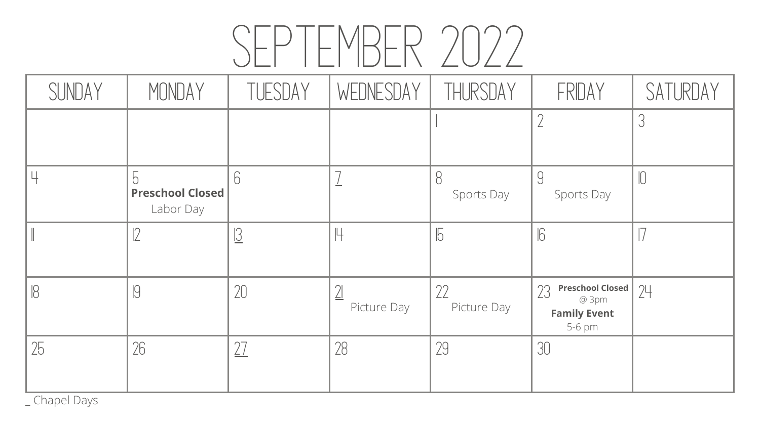# SEPTEMBER 2022

| SUNDAY | MONDAY | TUESDAY | WEDNESDAY | THURSDAY | FRIDAY | SATURDAY |
| --- | --- | --- | --- | --- | --- | --- |
| | | | | 1 | 2 | 3 |
| 4 | 5 **Preschool Closed** Labor Day | 6 | 7 | 8 Sports Day | 9 Sports Day | 10 |
| 11 | 12 | 13 | 14 | 15 | 16 | 17 |
| 18 | 19 | 20 | 21 Picture Day | 22 Picture Day | 23 **Preschool Closed** @ 3pm **Family Event** 5-6 pm | 24 |
| 25 | 26 | 27 | 28 | 29 | 30 | |

_ Chapel Days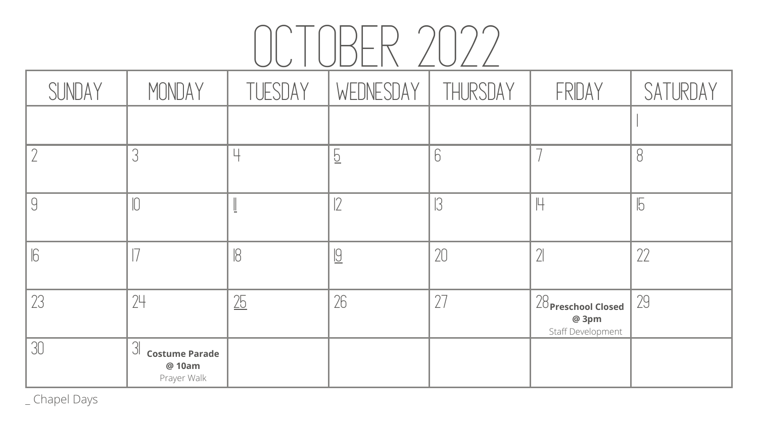# OCTOBER 2022

| SUNDAY | MONDAY | TUESDAY | WEDNESDAY | THURSDAY | FRIDAY | SATURDAY |
|---|---|---|---|---|---|---|
| | | | | | | 1 |
| 2 | 3 | 4 | <u>5</u> | 6 | 7 | 8 |
| 9 | 10 | <u>11</u> | 12 | 13 | 14 | 15 |
| 16 | 17 | 18 | <u>19</u> | 20 | 21 | 22 |
| 23 | 24 | <u>25</u> | 26 | 27 | 28 **Preschool Closed @ 3pm** Staff Development | 29 |
| 30 | 31 **Costume Parade @ 10am** Prayer Walk | | | | | |

_ Chapel Days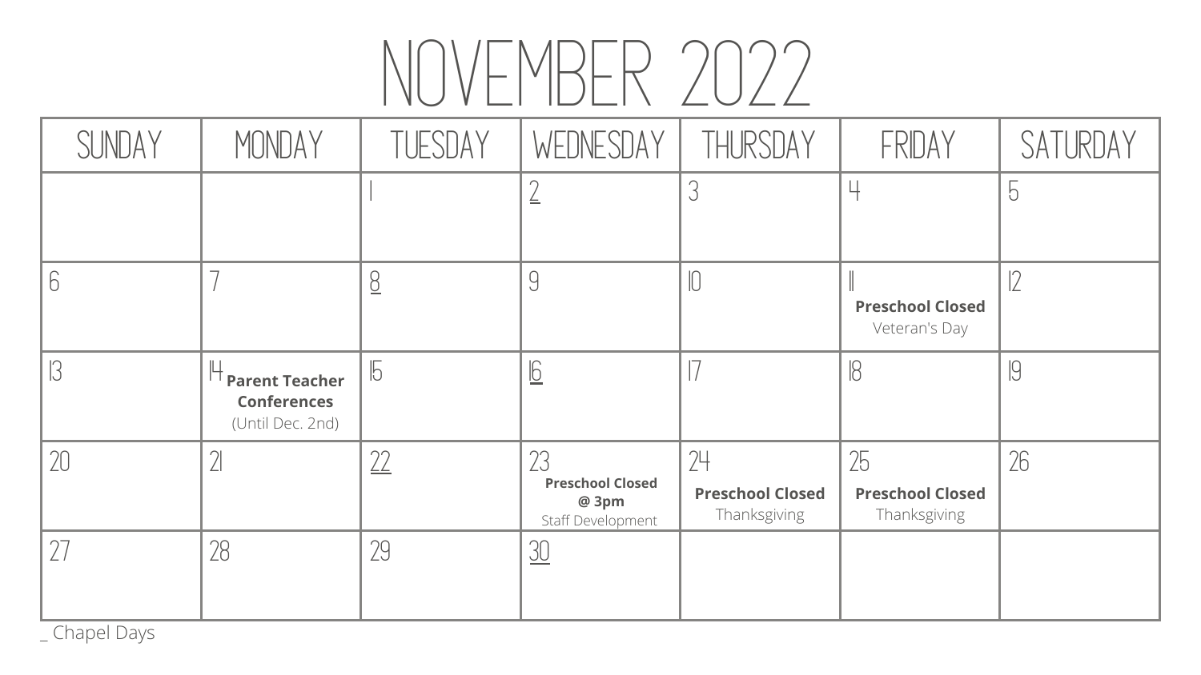# NOVEMBER 2022

| SUNDAY | MONDAY | TUESDAY | WEDNESDAY | THURSDAY | FRIDAY | SATURDAY |
|---|---|---|---|---|---|---|
| | | 1 | 2 | 3 | 4 | 5 |
| 6 | 7 | 8 | 9 | 10 | 11 **Preschool Closed** Veteran's Day | 12 |
| 13 | 14 **Parent Teacher Conferences** (Until Dec. 2nd) | 15 | 16 | 17 | 18 | 19 |
| 20 | 21 | 22 | 23 **Preschool Closed @ 3pm** Staff Development | 24 **Preschool Closed** Thanksgiving | 25 **Preschool Closed** Thanksgiving | 26 |
| 27 | 28 | 29 | 30 | | | |

_ Chapel Days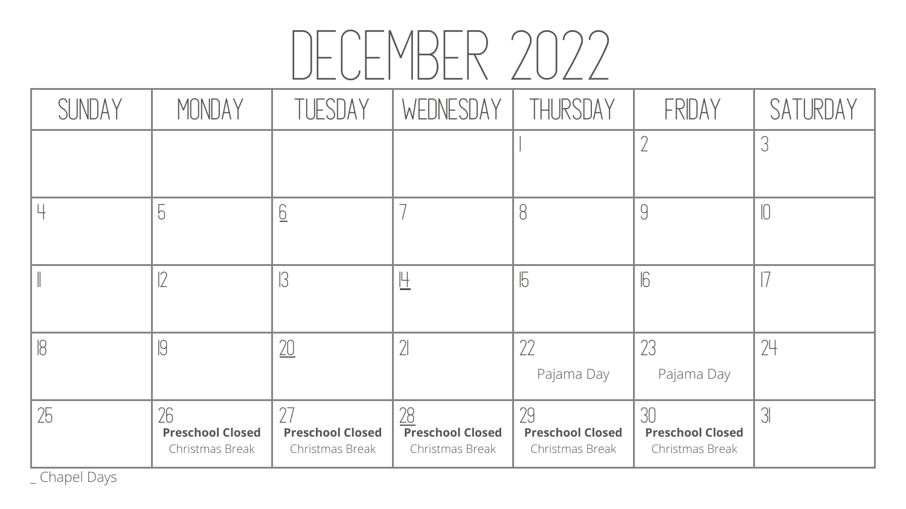# DECEMBER 2022

| SUNDAY | MONDAY | TUESDAY | WEDNESDAY | THURSDAY | FRIDAY | SATURDAY |
|---|---|---|---|---|---|---|
| | | | | 1 | 2 | 3 |
| 4 | 5 | 6 | 7 | 8 | 9 | 10 |
| 11 | 12 | 13 | 14 | 15 | 16 | 17 |
| 18 | 19 | 20 | 21 | 22 Pajama Day | 23 Pajama Day | 24 |
| 25 | 26 **Preschool Closed** Christmas Break | 27 **Preschool Closed** Christmas Break | 28 **Preschool Closed** Christmas Break | 29 **Preschool Closed** Christmas Break | 30 **Preschool Closed** Christmas Break | 31 |

_ Chapel Days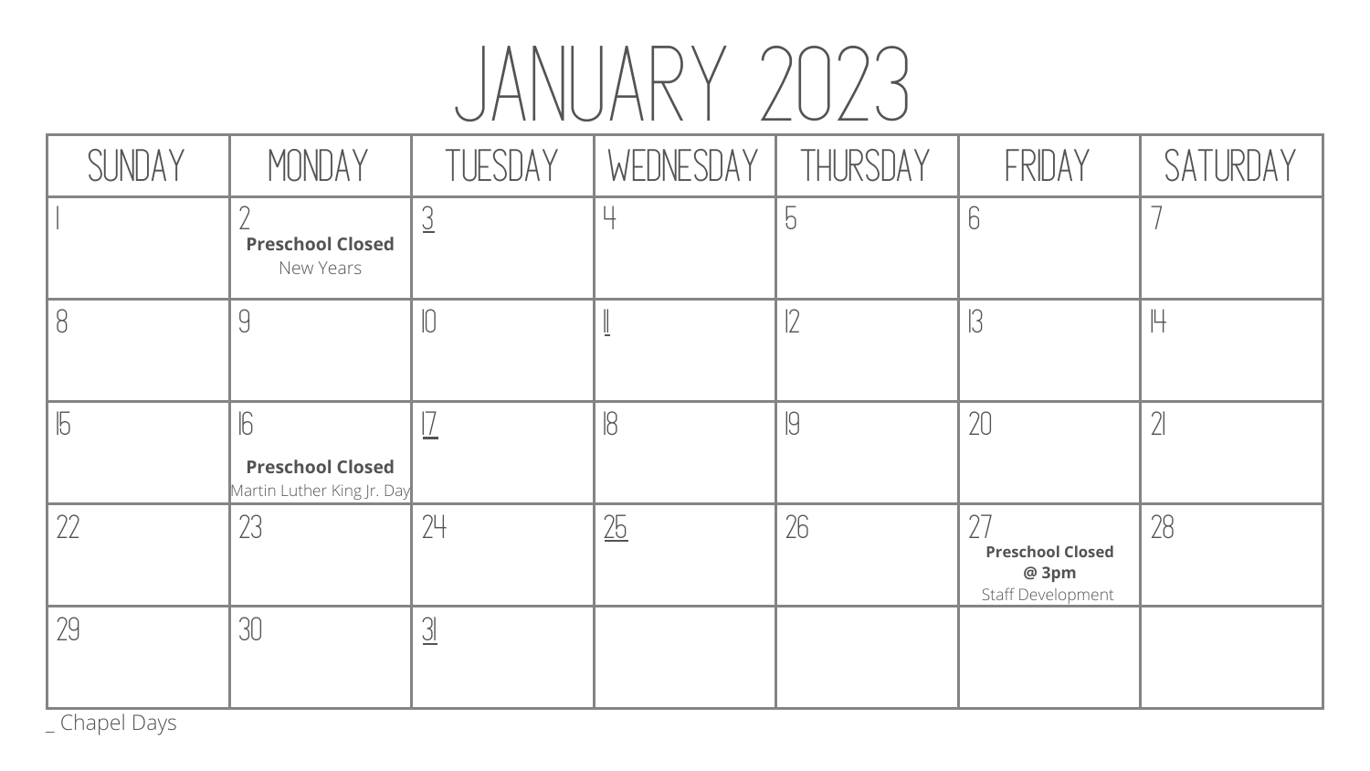# JANUARY 2023

| SUNDAY | MONDAY | TUESDAY | WEDNESDAY | THURSDAY | FRIDAY | SATURDAY |
|---|---|---|---|---|---|---|
| 1 | 2 **Preschool Closed** New Years | 3 | 4 | 5 | 6 | 7 |
| 8 | 9 | 10 | 11 | 12 | 13 | 14 |
| 15 | 16 **Preschool Closed** Martin Luther King Jr. Day | 17 | 18 | 19 | 20 | 21 |
| 22 | 23 | 24 | 25 | 26 | 27 **Preschool Closed @ 3pm** Staff Development | 28 |
| 29 | 30 | 31 | | | | |

_ Chapel Days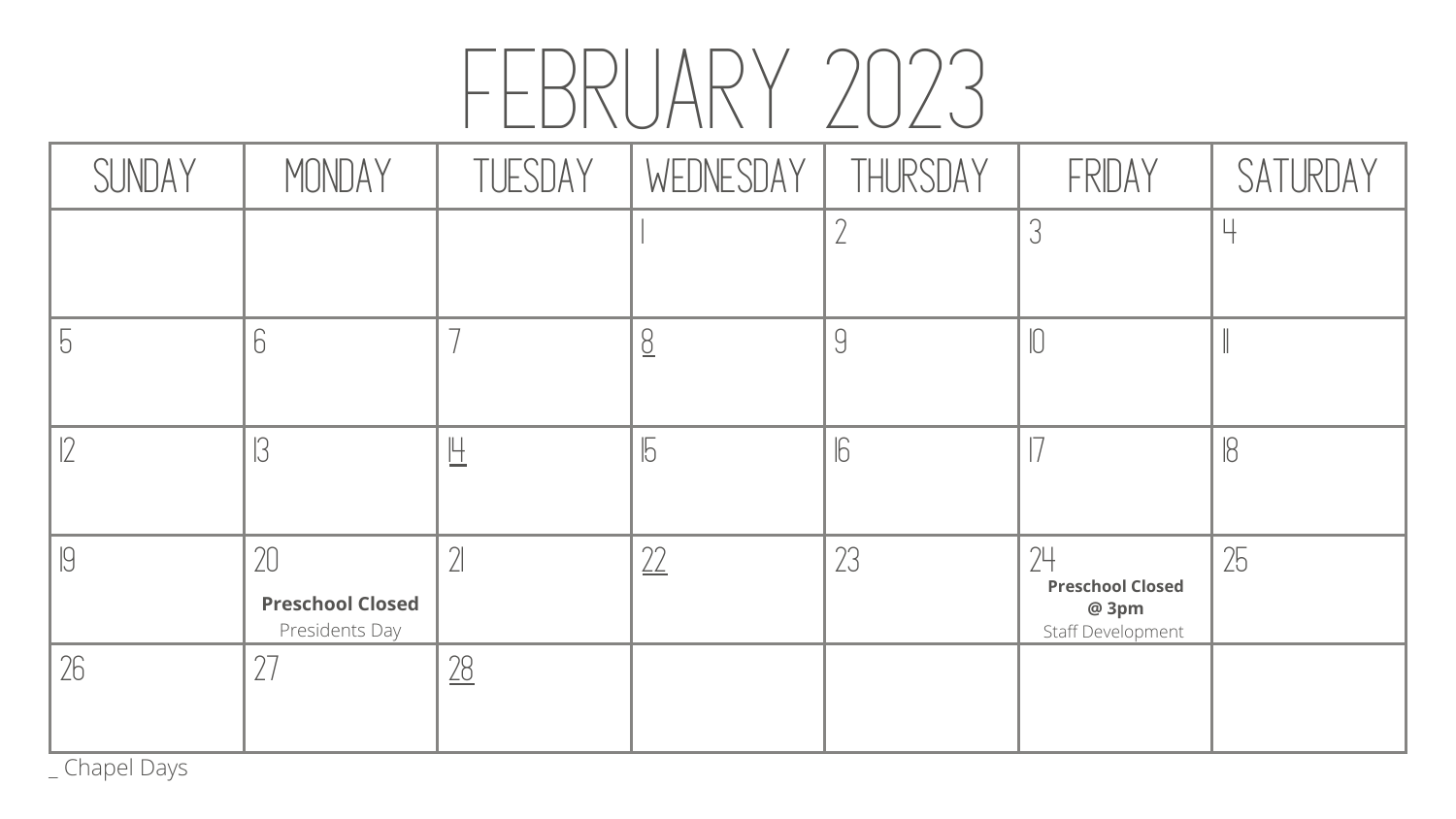# FEBRUARY 2023

| SUNDAY | MONDAY | TUESDAY | WEDNESDAY | THURSDAY | FRIDAY | SATURDAY |
|---|---|---|---|---|---|---|
| | | | 1 | 2 | 3 | 4 |
| 5 | 6 | 7 | <u>8</u> | 9 | 10 | 11 |
| 12 | 13 | <u>14</u> | 15 | 16 | 17 | 18 |
| 19 | 20 **Preschool Closed** Presidents Day | 21 | <u>22</u> | 23 | 24 **Preschool Closed @ 3pm** Staff Development | 25 |
| 26 | 27 | <u>28</u> | | | | |

_ Chapel Days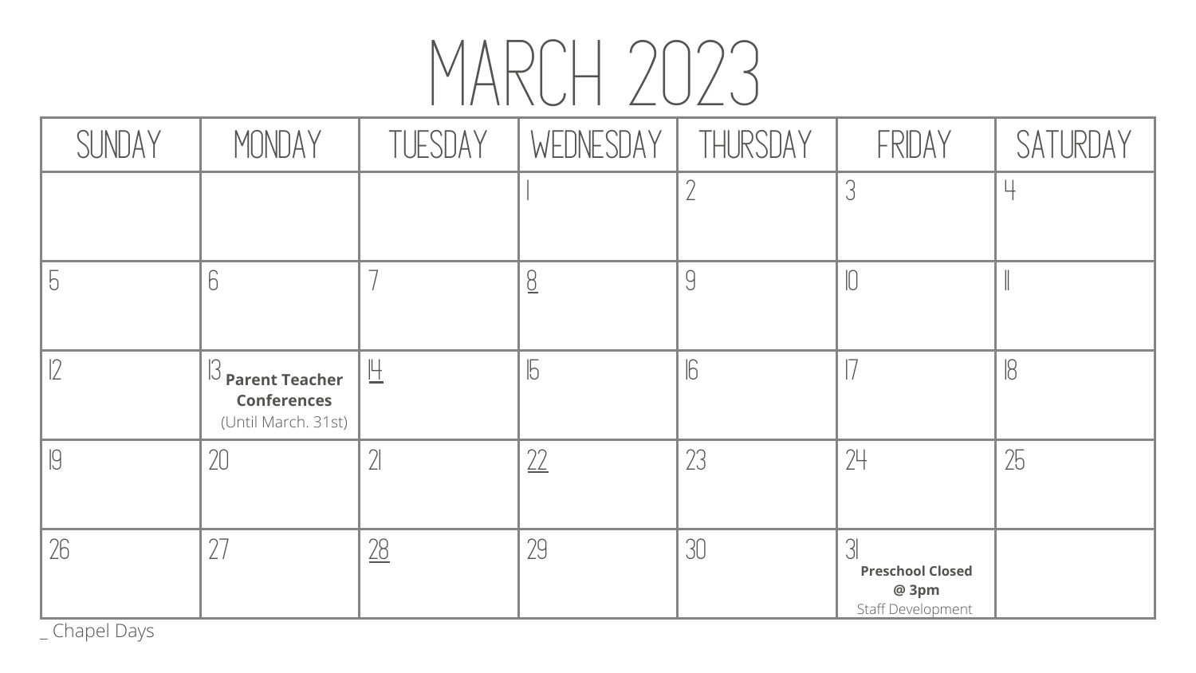# MARCH 2023

| SUNDAY | MONDAY | TUESDAY | WEDNESDAY | THURSDAY | FRIDAY | SATURDAY |
|---|---|---|---|---|---|---|
| | | | 1 | 2 | 3 | 4 |
| 5 | 6 | 7 | 8 | 9 | 10 | 11 |
| 12 | 13 **Parent Teacher Conferences** (Until March. 31st) | 14 | 15 | 16 | 17 | 18 |
| 19 | 20 | 21 | 22 | 23 | 24 | 25 |
| 26 | 27 | 28 | 29 | 30 | 31 **Preschool Closed @ 3pm** Staff Development | |

_ Chapel Days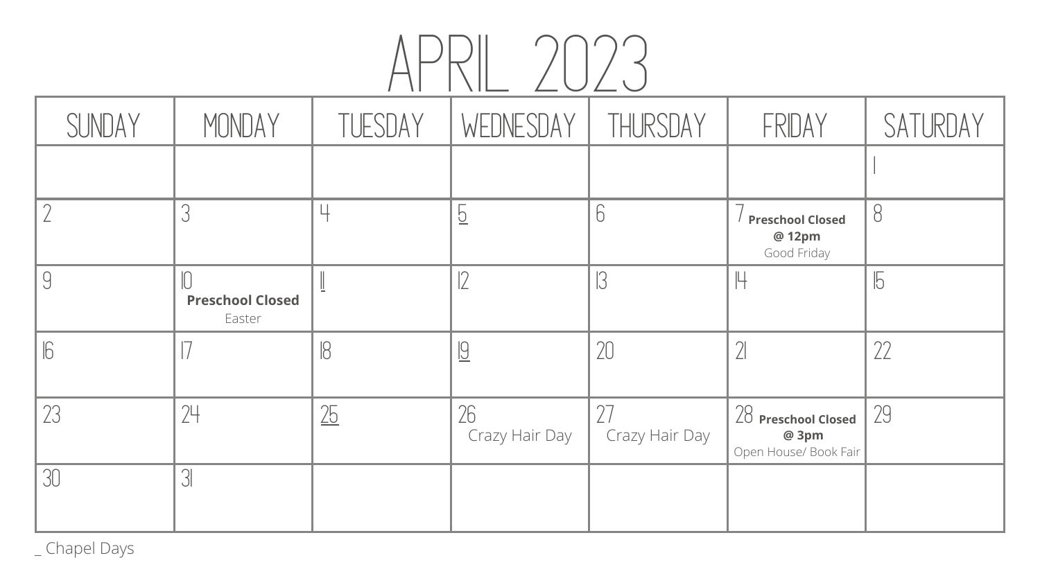# APRIL 2023

| SUNDAY | MONDAY | TUESDAY | WEDNESDAY | THURSDAY | FRIDAY | SATURDAY |
| --- | --- | --- | --- | --- | --- | --- |
| | | | | | | 1 |
| 2 | 3 | 4 | 5 | 6 | 7 **Preschool Closed @ 12pm** Good Friday | 8 |
| 9 | 10 **Preschool Closed** Easter | 11 | 12 | 13 | 14 | 15 |
| 16 | 17 | 18 | 19 | 20 | 21 | 22 |
| 23 | 24 | 25 | 26 Crazy Hair Day | 27 Crazy Hair Day | 28 **Preschool Closed @ 3pm** Open House/ Book Fair | 29 |
| 30 | 31 | | | | | |

_ Chapel Days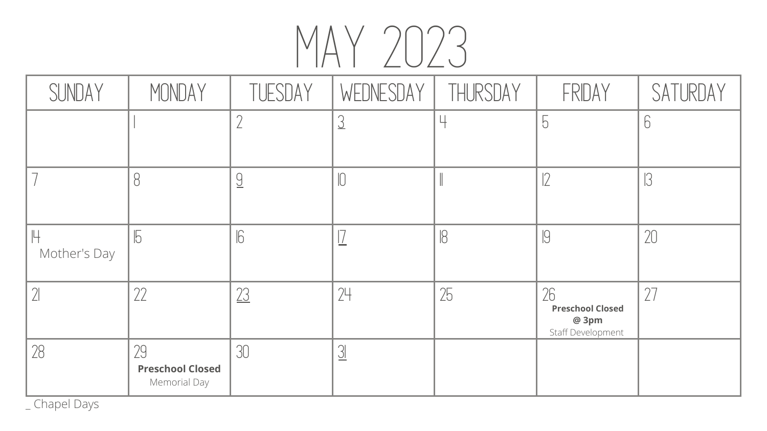# MAY 2023

| SUNDAY | MONDAY | TUESDAY | WEDNESDAY | THURSDAY | FRIDAY | SATURDAY |
|---|---|---|---|---|---|---|
| | 1 | 2 | 3 | 4 | 5 | 6 |
| 7 | 8 | 9 | 10 | 11 | 12 | 13 |
| 14 Mother's Day | 15 | 16 | 17 | 18 | 19 | 20 |
| 21 | 22 | 23 | 24 | 25 | 26 **Preschool Closed @ 3pm** Staff Development | 27 |
| 28 | 29 **Preschool Closed** Memorial Day | 30 | 31 | | | |

_ Chapel Days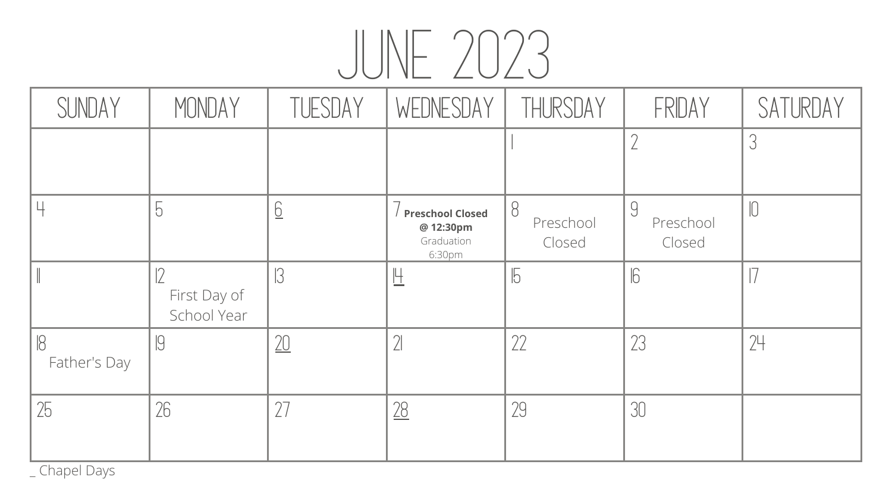# JUNE 2023

| SUNDAY | MONDAY | TUESDAY | WEDNESDAY | THURSDAY | FRIDAY | SATURDAY |
|---|---|---|---|---|---|---|
| | | | | 1 | 2 | 3 |
| 4 | 5 | 6 | 7 **Preschool Closed @ 12:30pm** Graduation 6:30pm | 8 Preschool Closed | 9 Preschool Closed | 10 |
| 11 | 12 First Day of School Year | 13 | 14 | 15 | 16 | 17 |
| 18 Father's Day | 19 | 20 | 21 | 22 | 23 | 24 |
| 25 | 26 | 27 | 28 | 29 | 30 | |

_ Chapel Days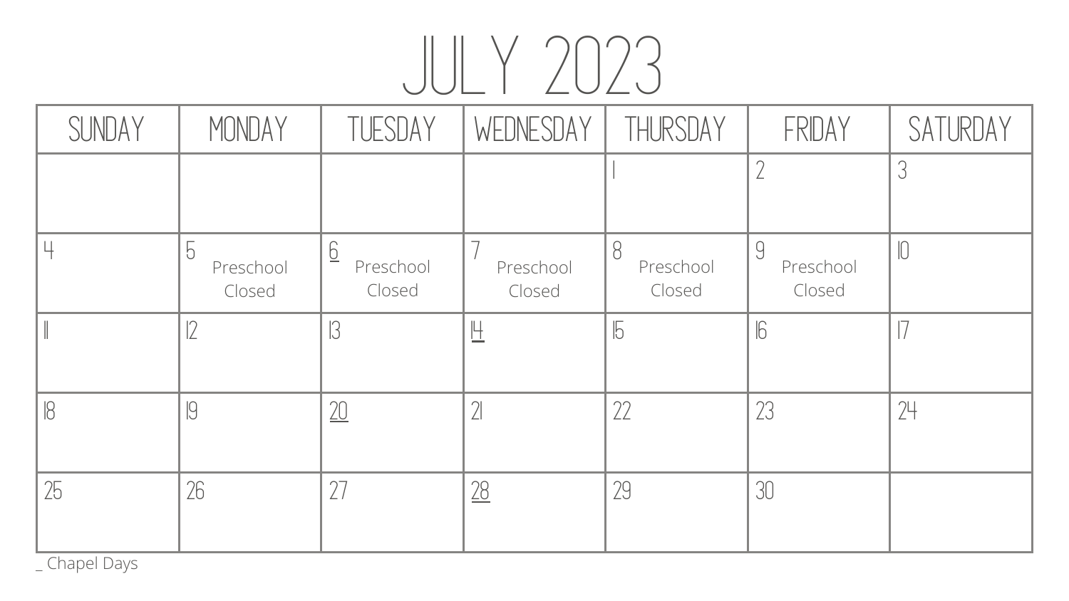# JULY 2023

| SUNDAY | MONDAY | TUESDAY | WEDNESDAY | THURSDAY | FRIDAY | SATURDAY |
|---|---|---|---|---|---|---|
| | | | | 1 | 2 | 3 |
| 4 | 5 Preschool Closed | 6 Preschool Closed | 7 Preschool Closed | 8 Preschool Closed | 9 Preschool Closed | 10 |
| 11 | 12 | 13 | 14 | 15 | 16 | 17 |
| 18 | 19 | 20 | 21 | 22 | 23 | 24 |
| 25 | 26 | 27 | 28 | 29 | 30 | |

_ Chapel Days